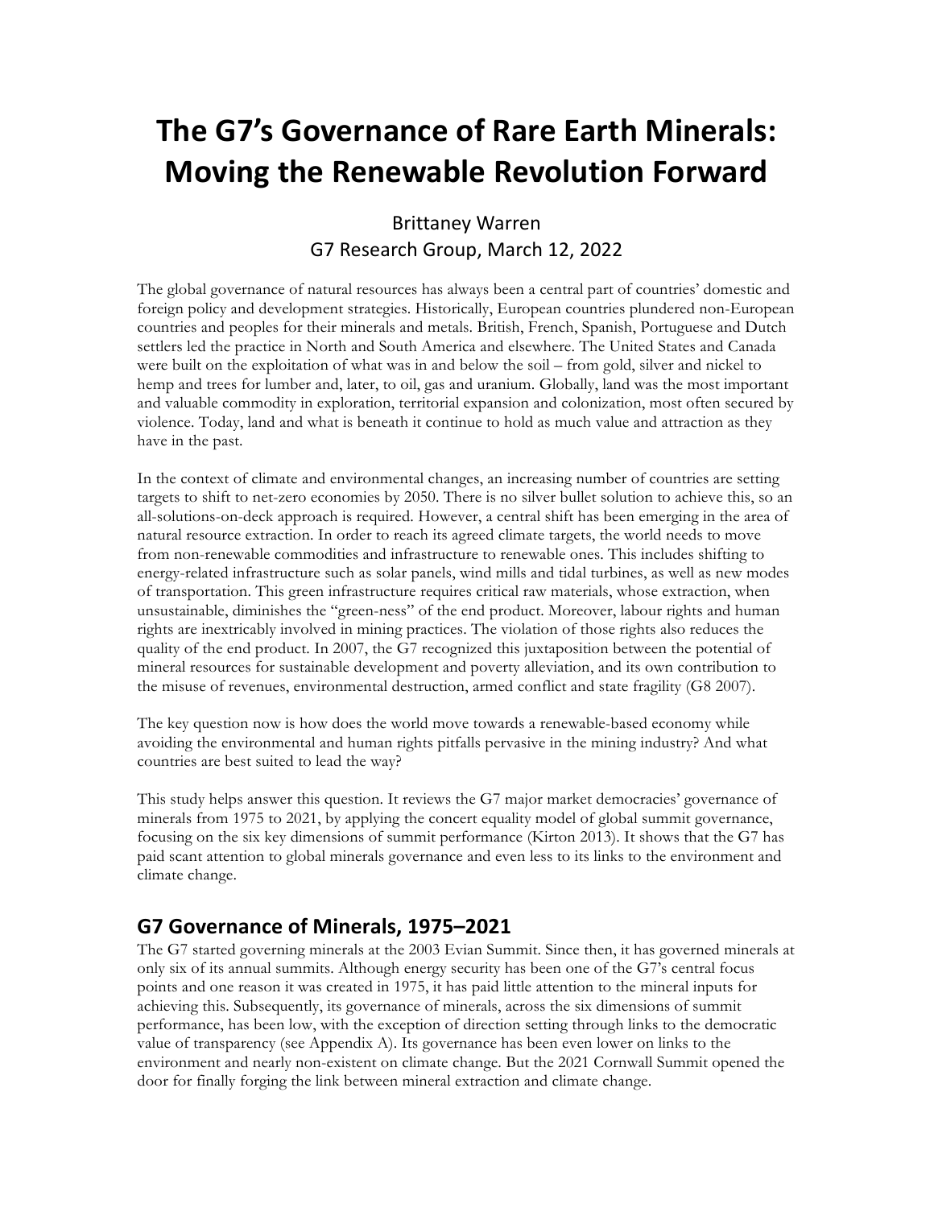# The G7's Governance of Rare Earth Minerals: Moving the Renewable Revolution Forward

Brittaney Warren
G7 Research Group, March 12, 2022

The global governance of natural resources has always been a central part of countries' domestic and foreign policy and development strategies. Historically, European countries plundered non-European countries and peoples for their minerals and metals. British, French, Spanish, Portuguese and Dutch settlers led the practice in North and South America and elsewhere. The United States and Canada were built on the exploitation of what was in and below the soil – from gold, silver and nickel to hemp and trees for lumber and, later, to oil, gas and uranium. Globally, land was the most important and valuable commodity in exploration, territorial expansion and colonization, most often secured by violence. Today, land and what is beneath it continue to hold as much value and attraction as they have in the past.

In the context of climate and environmental changes, an increasing number of countries are setting targets to shift to net-zero economies by 2050. There is no silver bullet solution to achieve this, so an all-solutions-on-deck approach is required. However, a central shift has been emerging in the area of natural resource extraction. In order to reach its agreed climate targets, the world needs to move from non-renewable commodities and infrastructure to renewable ones. This includes shifting to energy-related infrastructure such as solar panels, wind mills and tidal turbines, as well as new modes of transportation. This green infrastructure requires critical raw materials, whose extraction, when unsustainable, diminishes the "green-ness" of the end product. Moreover, labour rights and human rights are inextricably involved in mining practices. The violation of those rights also reduces the quality of the end product. In 2007, the G7 recognized this juxtaposition between the potential of mineral resources for sustainable development and poverty alleviation, and its own contribution to the misuse of revenues, environmental destruction, armed conflict and state fragility (G8 2007).

The key question now is how does the world move towards a renewable-based economy while avoiding the environmental and human rights pitfalls pervasive in the mining industry? And what countries are best suited to lead the way?

This study helps answer this question. It reviews the G7 major market democracies' governance of minerals from 1975 to 2021, by applying the concert equality model of global summit governance, focusing on the six key dimensions of summit performance (Kirton 2013). It shows that the G7 has paid scant attention to global minerals governance and even less to its links to the environment and climate change.

## G7 Governance of Minerals, 1975–2021

The G7 started governing minerals at the 2003 Evian Summit. Since then, it has governed minerals at only six of its annual summits. Although energy security has been one of the G7's central focus points and one reason it was created in 1975, it has paid little attention to the mineral inputs for achieving this. Subsequently, its governance of minerals, across the six dimensions of summit performance, has been low, with the exception of direction setting through links to the democratic value of transparency (see Appendix A). Its governance has been even lower on links to the environment and nearly non-existent on climate change. But the 2021 Cornwall Summit opened the door for finally forging the link between mineral extraction and climate change.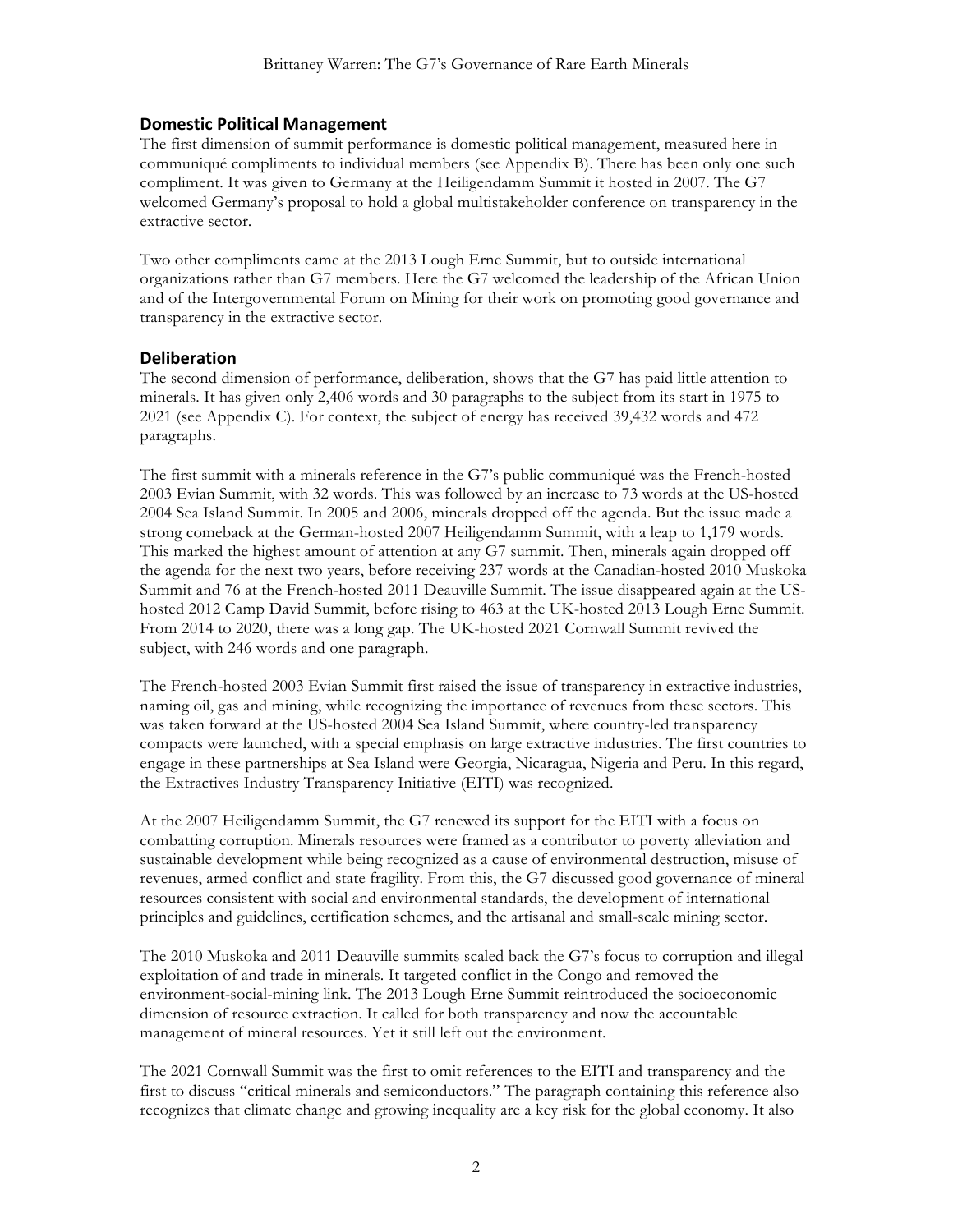## Domestic Political Management

The first dimension of summit performance is domestic political management, measured here in communiqué compliments to individual members (see Appendix B). There has been only one such compliment. It was given to Germany at the Heiligendamm Summit it hosted in 2007. The G7 welcomed Germany's proposal to hold a global multistakeholder conference on transparency in the extractive sector.

Two other compliments came at the 2013 Lough Erne Summit, but to outside international organizations rather than G7 members. Here the G7 welcomed the leadership of the African Union and of the Intergovernmental Forum on Mining for their work on promoting good governance and transparency in the extractive sector.

## Deliberation

The second dimension of performance, deliberation, shows that the G7 has paid little attention to minerals. It has given only 2,406 words and 30 paragraphs to the subject from its start in 1975 to 2021 (see Appendix C). For context, the subject of energy has received 39,432 words and 472 paragraphs.

The first summit with a minerals reference in the G7's public communiqué was the French-hosted 2003 Evian Summit, with 32 words. This was followed by an increase to 73 words at the US-hosted 2004 Sea Island Summit. In 2005 and 2006, minerals dropped off the agenda. But the issue made a strong comeback at the German-hosted 2007 Heiligendamm Summit, with a leap to 1,179 words. This marked the highest amount of attention at any G7 summit. Then, minerals again dropped off the agenda for the next two years, before receiving 237 words at the Canadian-hosted 2010 Muskoka Summit and 76 at the French-hosted 2011 Deauville Summit. The issue disappeared again at the US-hosted 2012 Camp David Summit, before rising to 463 at the UK-hosted 2013 Lough Erne Summit. From 2014 to 2020, there was a long gap. The UK-hosted 2021 Cornwall Summit revived the subject, with 246 words and one paragraph.

The French-hosted 2003 Evian Summit first raised the issue of transparency in extractive industries, naming oil, gas and mining, while recognizing the importance of revenues from these sectors. This was taken forward at the US-hosted 2004 Sea Island Summit, where country-led transparency compacts were launched, with a special emphasis on large extractive industries. The first countries to engage in these partnerships at Sea Island were Georgia, Nicaragua, Nigeria and Peru. In this regard, the Extractives Industry Transparency Initiative (EITI) was recognized.

At the 2007 Heiligendamm Summit, the G7 renewed its support for the EITI with a focus on combatting corruption. Minerals resources were framed as a contributor to poverty alleviation and sustainable development while being recognized as a cause of environmental destruction, misuse of revenues, armed conflict and state fragility. From this, the G7 discussed good governance of mineral resources consistent with social and environmental standards, the development of international principles and guidelines, certification schemes, and the artisanal and small-scale mining sector.

The 2010 Muskoka and 2011 Deauville summits scaled back the G7's focus to corruption and illegal exploitation of and trade in minerals. It targeted conflict in the Congo and removed the environment-social-mining link. The 2013 Lough Erne Summit reintroduced the socioeconomic dimension of resource extraction. It called for both transparency and now the accountable management of mineral resources. Yet it still left out the environment.

The 2021 Cornwall Summit was the first to omit references to the EITI and transparency and the first to discuss "critical minerals and semiconductors." The paragraph containing this reference also recognizes that climate change and growing inequality are a key risk for the global economy. It also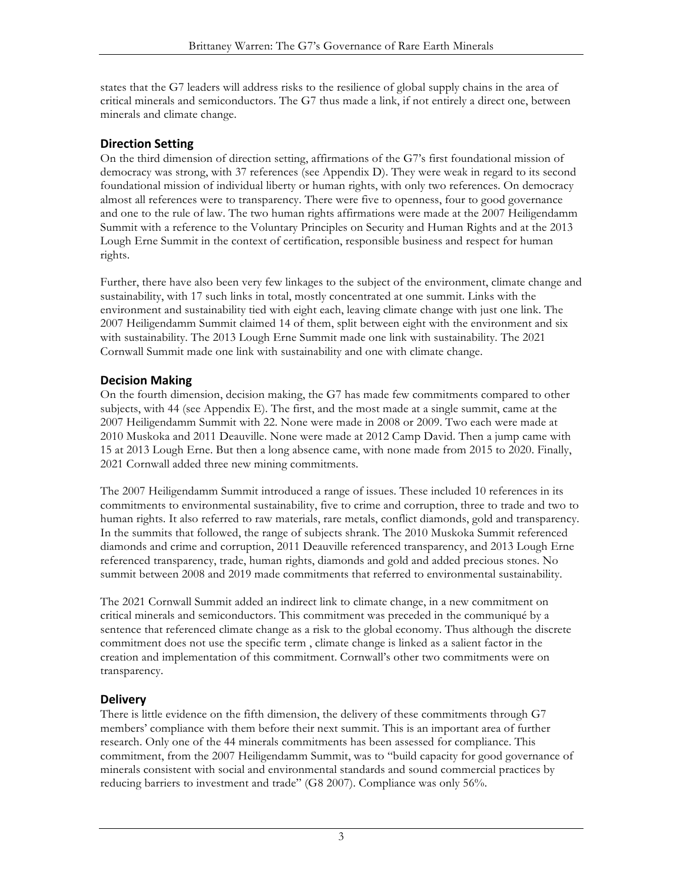states that the G7 leaders will address risks to the resilience of global supply chains in the area of critical minerals and semiconductors. The G7 thus made a link, if not entirely a direct one, between minerals and climate change.

## Direction Setting

On the third dimension of direction setting, affirmations of the G7's first foundational mission of democracy was strong, with 37 references (see Appendix D). They were weak in regard to its second foundational mission of individual liberty or human rights, with only two references. On democracy almost all references were to transparency. There were five to openness, four to good governance and one to the rule of law. The two human rights affirmations were made at the 2007 Heiligendamm Summit with a reference to the Voluntary Principles on Security and Human Rights and at the 2013 Lough Erne Summit in the context of certification, responsible business and respect for human rights.

Further, there have also been very few linkages to the subject of the environment, climate change and sustainability, with 17 such links in total, mostly concentrated at one summit. Links with the environment and sustainability tied with eight each, leaving climate change with just one link. The 2007 Heiligendamm Summit claimed 14 of them, split between eight with the environment and six with sustainability. The 2013 Lough Erne Summit made one link with sustainability. The 2021 Cornwall Summit made one link with sustainability and one with climate change.

## Decision Making

On the fourth dimension, decision making, the G7 has made few commitments compared to other subjects, with 44 (see Appendix E). The first, and the most made at a single summit, came at the 2007 Heiligendamm Summit with 22. None were made in 2008 or 2009. Two each were made at 2010 Muskoka and 2011 Deauville. None were made at 2012 Camp David. Then a jump came with 15 at 2013 Lough Erne. But then a long absence came, with none made from 2015 to 2020. Finally, 2021 Cornwall added three new mining commitments.

The 2007 Heiligendamm Summit introduced a range of issues. These included 10 references in its commitments to environmental sustainability, five to crime and corruption, three to trade and two to human rights. It also referred to raw materials, rare metals, conflict diamonds, gold and transparency. In the summits that followed, the range of subjects shrank. The 2010 Muskoka Summit referenced diamonds and crime and corruption, 2011 Deauville referenced transparency, and 2013 Lough Erne referenced transparency, trade, human rights, diamonds and gold and added precious stones. No summit between 2008 and 2019 made commitments that referred to environmental sustainability.

The 2021 Cornwall Summit added an indirect link to climate change, in a new commitment on critical minerals and semiconductors. This commitment was preceded in the communiqué by a sentence that referenced climate change as a risk to the global economy. Thus although the discrete commitment does not use the specific term , climate change is linked as a salient factor in the creation and implementation of this commitment. Cornwall's other two commitments were on transparency.

## Delivery

There is little evidence on the fifth dimension, the delivery of these commitments through G7 members' compliance with them before their next summit. This is an important area of further research. Only one of the 44 minerals commitments has been assessed for compliance. This commitment, from the 2007 Heiligendamm Summit, was to "build capacity for good governance of minerals consistent with social and environmental standards and sound commercial practices by reducing barriers to investment and trade" (G8 2007). Compliance was only 56%.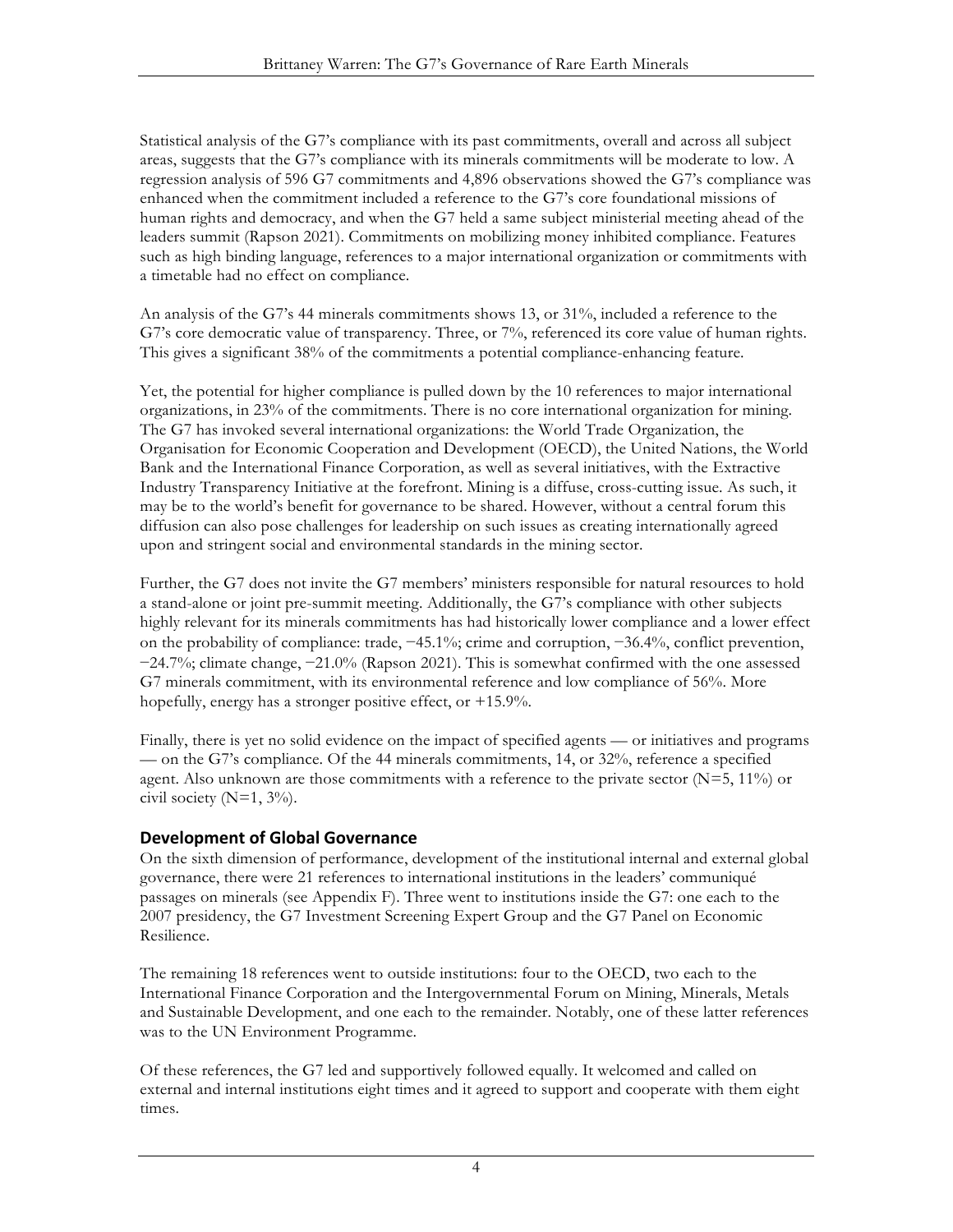Statistical analysis of the G7's compliance with its past commitments, overall and across all subject areas, suggests that the G7's compliance with its minerals commitments will be moderate to low. A regression analysis of 596 G7 commitments and 4,896 observations showed the G7's compliance was enhanced when the commitment included a reference to the G7's core foundational missions of human rights and democracy, and when the G7 held a same subject ministerial meeting ahead of the leaders summit (Rapson 2021). Commitments on mobilizing money inhibited compliance. Features such as high binding language, references to a major international organization or commitments with a timetable had no effect on compliance.

An analysis of the G7's 44 minerals commitments shows 13, or 31%, included a reference to the G7's core democratic value of transparency. Three, or 7%, referenced its core value of human rights. This gives a significant 38% of the commitments a potential compliance-enhancing feature.

Yet, the potential for higher compliance is pulled down by the 10 references to major international organizations, in 23% of the commitments. There is no core international organization for mining. The G7 has invoked several international organizations: the World Trade Organization, the Organisation for Economic Cooperation and Development (OECD), the United Nations, the World Bank and the International Finance Corporation, as well as several initiatives, with the Extractive Industry Transparency Initiative at the forefront. Mining is a diffuse, cross-cutting issue. As such, it may be to the world's benefit for governance to be shared. However, without a central forum this diffusion can also pose challenges for leadership on such issues as creating internationally agreed upon and stringent social and environmental standards in the mining sector.

Further, the G7 does not invite the G7 members' ministers responsible for natural resources to hold a stand-alone or joint pre-summit meeting. Additionally, the G7's compliance with other subjects highly relevant for its minerals commitments has had historically lower compliance and a lower effect on the probability of compliance: trade, −45.1%; crime and corruption, −36.4%, conflict prevention, −24.7%; climate change, −21.0% (Rapson 2021). This is somewhat confirmed with the one assessed G7 minerals commitment, with its environmental reference and low compliance of 56%. More hopefully, energy has a stronger positive effect, or +15.9%.

Finally, there is yet no solid evidence on the impact of specified agents — or initiatives and programs — on the G7's compliance. Of the 44 minerals commitments, 14, or 32%, reference a specified agent. Also unknown are those commitments with a reference to the private sector (N=5, 11%) or civil society (N=1, 3%).

## Development of Global Governance

On the sixth dimension of performance, development of the institutional internal and external global governance, there were 21 references to international institutions in the leaders' communiqué passages on minerals (see Appendix F). Three went to institutions inside the G7: one each to the 2007 presidency, the G7 Investment Screening Expert Group and the G7 Panel on Economic Resilience.

The remaining 18 references went to outside institutions: four to the OECD, two each to the International Finance Corporation and the Intergovernmental Forum on Mining, Minerals, Metals and Sustainable Development, and one each to the remainder. Notably, one of these latter references was to the UN Environment Programme.

Of these references, the G7 led and supportively followed equally. It welcomed and called on external and internal institutions eight times and it agreed to support and cooperate with them eight times.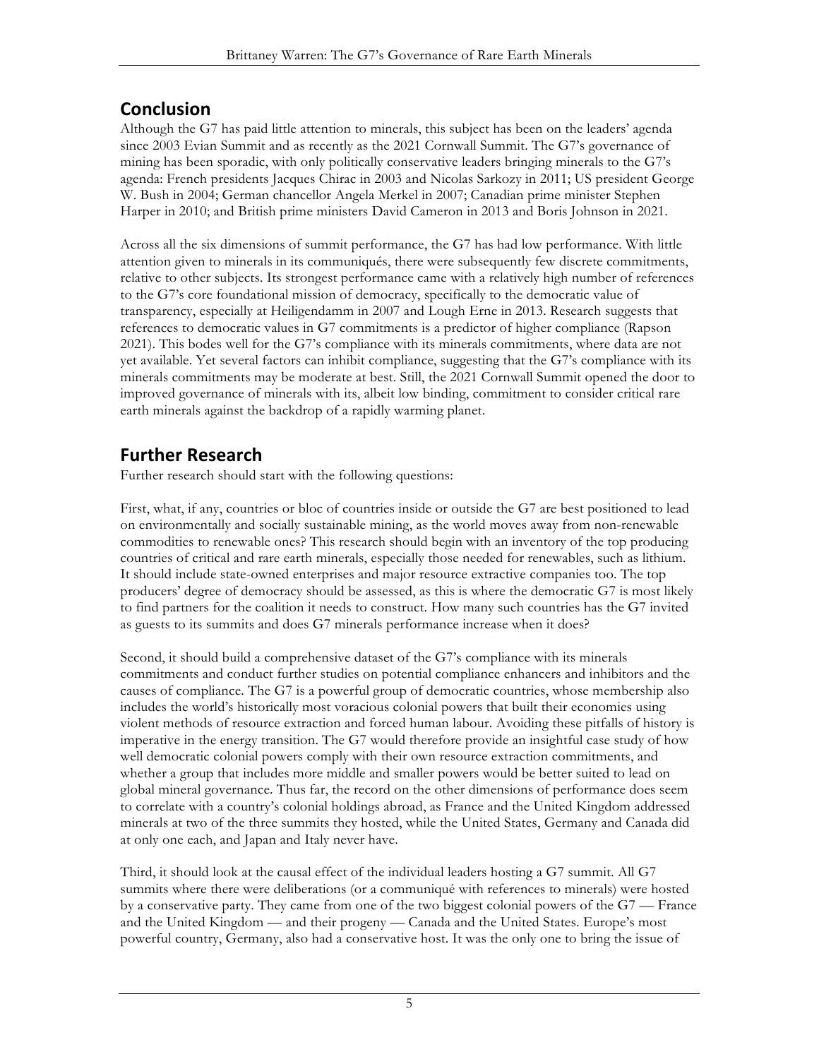## Conclusion

Although the G7 has paid little attention to minerals, this subject has been on the leaders' agenda since 2003 Evian Summit and as recently as the 2021 Cornwall Summit. The G7's governance of mining has been sporadic, with only politically conservative leaders bringing minerals to the G7's agenda: French presidents Jacques Chirac in 2003 and Nicolas Sarkozy in 2011; US president George W. Bush in 2004; German chancellor Angela Merkel in 2007; Canadian prime minister Stephen Harper in 2010; and British prime ministers David Cameron in 2013 and Boris Johnson in 2021.

Across all the six dimensions of summit performance, the G7 has had low performance. With little attention given to minerals in its communiqués, there were subsequently few discrete commitments, relative to other subjects. Its strongest performance came with a relatively high number of references to the G7's core foundational mission of democracy, specifically to the democratic value of transparency, especially at Heiligendamm in 2007 and Lough Erne in 2013. Research suggests that references to democratic values in G7 commitments is a predictor of higher compliance (Rapson 2021). This bodes well for the G7's compliance with its minerals commitments, where data are not yet available. Yet several factors can inhibit compliance, suggesting that the G7's compliance with its minerals commitments may be moderate at best. Still, the 2021 Cornwall Summit opened the door to improved governance of minerals with its, albeit low binding, commitment to consider critical rare earth minerals against the backdrop of a rapidly warming planet.

## Further Research

Further research should start with the following questions:

First, what, if any, countries or bloc of countries inside or outside the G7 are best positioned to lead on environmentally and socially sustainable mining, as the world moves away from non-renewable commodities to renewable ones? This research should begin with an inventory of the top producing countries of critical and rare earth minerals, especially those needed for renewables, such as lithium. It should include state-owned enterprises and major resource extractive companies too. The top producers' degree of democracy should be assessed, as this is where the democratic G7 is most likely to find partners for the coalition it needs to construct. How many such countries has the G7 invited as guests to its summits and does G7 minerals performance increase when it does?

Second, it should build a comprehensive dataset of the G7's compliance with its minerals commitments and conduct further studies on potential compliance enhancers and inhibitors and the causes of compliance. The G7 is a powerful group of democratic countries, whose membership also includes the world's historically most voracious colonial powers that built their economies using violent methods of resource extraction and forced human labour. Avoiding these pitfalls of history is imperative in the energy transition. The G7 would therefore provide an insightful case study of how well democratic colonial powers comply with their own resource extraction commitments, and whether a group that includes more middle and smaller powers would be better suited to lead on global mineral governance. Thus far, the record on the other dimensions of performance does seem to correlate with a country's colonial holdings abroad, as France and the United Kingdom addressed minerals at two of the three summits they hosted, while the United States, Germany and Canada did at only one each, and Japan and Italy never have.

Third, it should look at the causal effect of the individual leaders hosting a G7 summit. All G7 summits where there were deliberations (or a communiqué with references to minerals) were hosted by a conservative party. They came from one of the two biggest colonial powers of the G7 — France and the United Kingdom — and their progeny — Canada and the United States. Europe's most powerful country, Germany, also had a conservative host. It was the only one to bring the issue of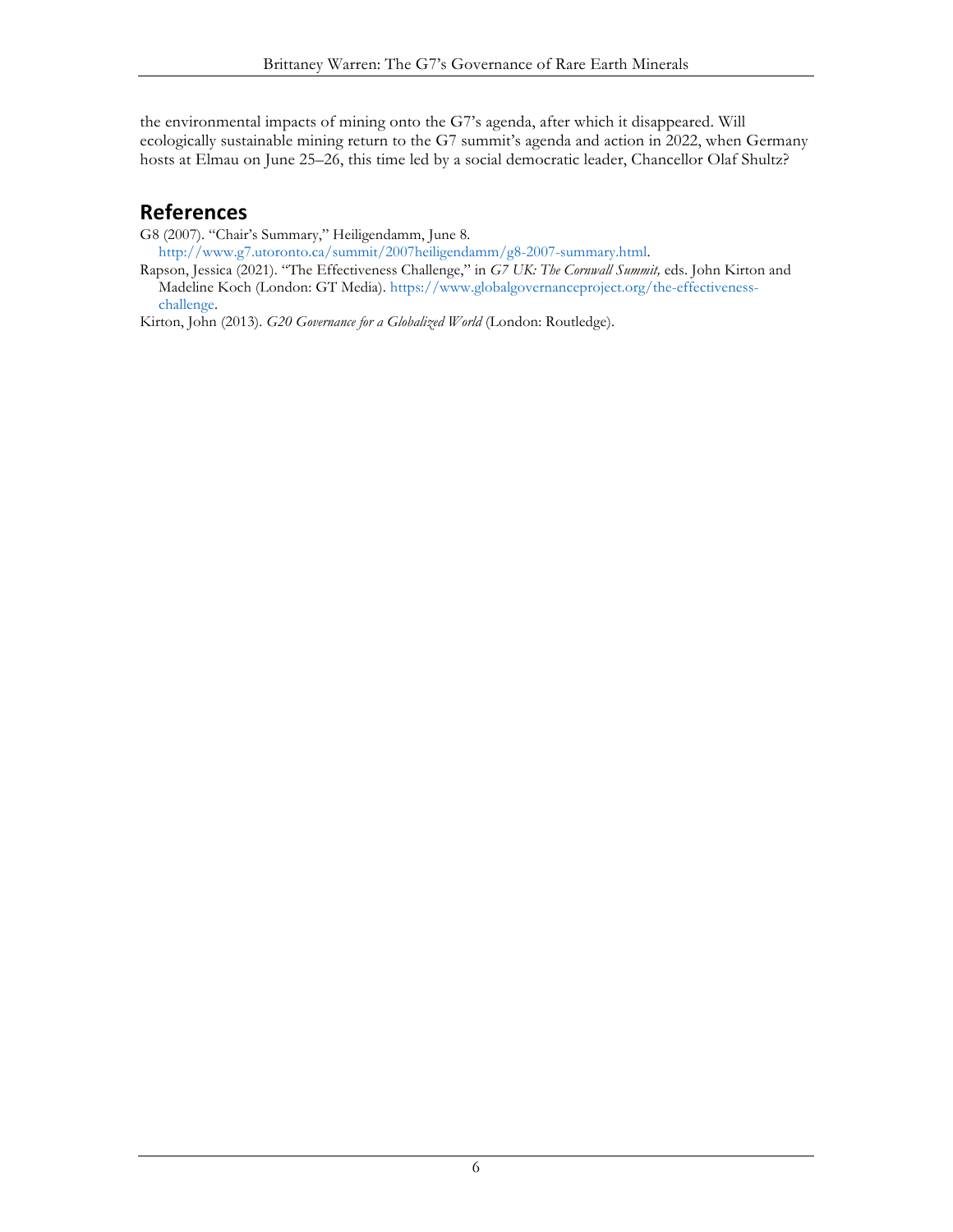the environmental impacts of mining onto the G7's agenda, after which it disappeared. Will ecologically sustainable mining return to the G7 summit's agenda and action in 2022, when Germany hosts at Elmau on June 25–26, this time led by a social democratic leader, Chancellor Olaf Shultz?

## References

G8 (2007). "Chair's Summary," Heiligendamm, June 8. http://www.g7.utoronto.ca/summit/2007heiligendamm/g8-2007-summary.html.

Rapson, Jessica (2021). "The Effectiveness Challenge," in *G7 UK: The Cornwall Summit,* eds. John Kirton and Madeline Koch (London: GT Media). https://www.globalgovernanceproject.org/the-effectiveness-challenge.

Kirton, John (2013). *G20 Governance for a Globalized World* (London: Routledge).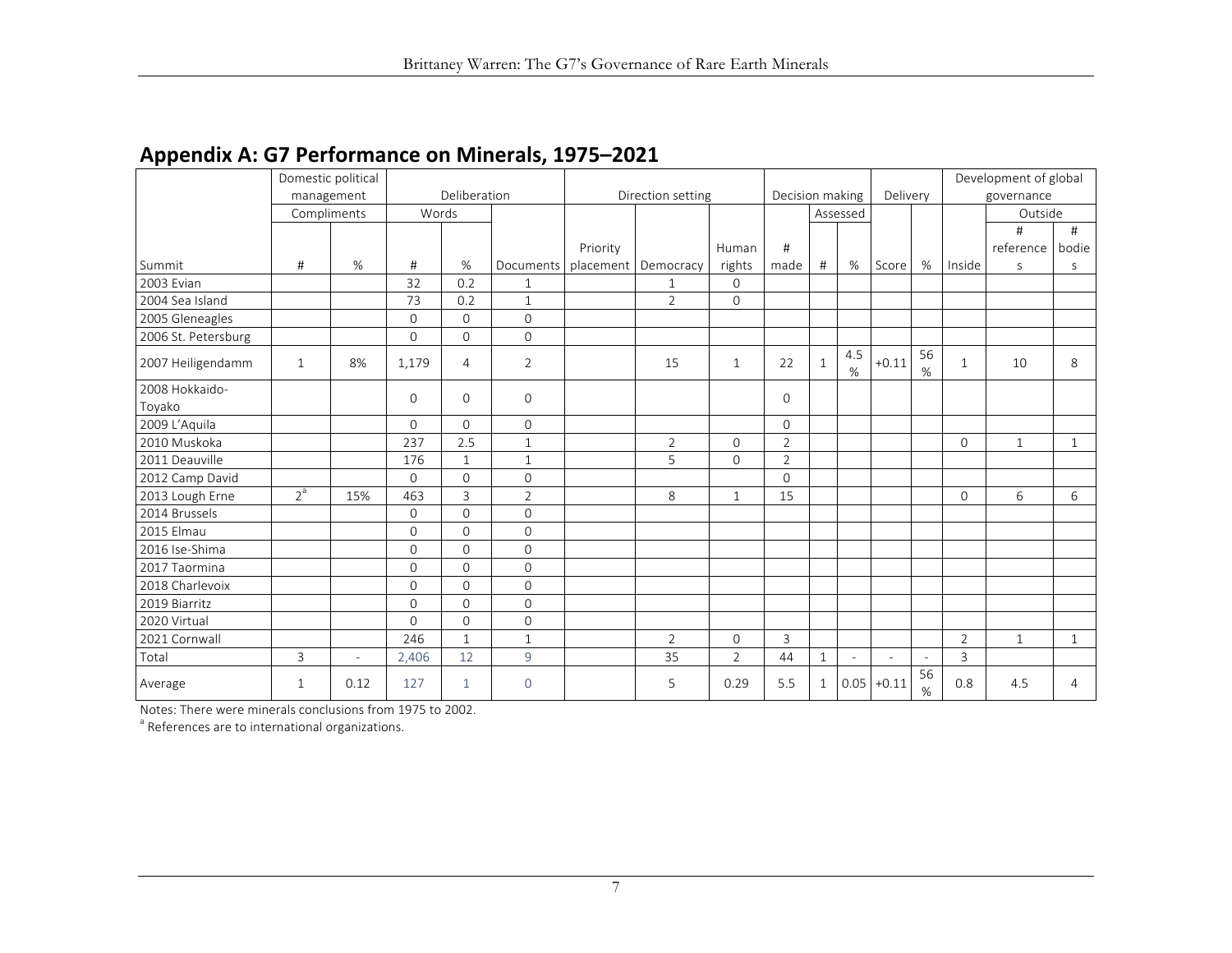## Appendix A: G7 Performance on Minerals, 1975–2021

| | Domestic political management | | Deliberation | | | Direction setting | | | Decision making | | | Delivery | | Development of global governance | | |
|---|---|---|---|---|---|---|---|---|---|---|---|---|---|---|---|---|
| | Compliments | | Words | | | | | | | Assessed | | | | | Outside | |
| Summit | # | % | # | % | Documents | Priority placement | Democracy | Human rights | # made | # | % | Score | % | Inside | # references | # bodies |
| 2003 Evian | | | 32 | 0.2 | 1 | | 1 | 0 | | | | | | | | |
| 2004 Sea Island | | | 73 | 0.2 | 1 | | 2 | 0 | | | | | | | | |
| 2005 Gleneagles | | | 0 | 0 | 0 | | | | | | | | | | | |
| 2006 St. Petersburg | | | 0 | 0 | 0 | | | | | | | | | | | |
| 2007 Heiligendamm | 1 | 8% | 1,179 | 4 | 2 | | 15 | 1 | 22 | 1 | 4.5% | +0.11 | 56% | 1 | 10 | 8 |
| 2008 Hokkaido-Toyako | | | 0 | 0 | 0 | | | | 0 | | | | | | | |
| 2009 L'Aquila | | | 0 | 0 | 0 | | | | 0 | | | | | | | |
| 2010 Muskoka | | | 237 | 2.5 | 1 | | 2 | 0 | 2 | | | | | 0 | 1 | 1 |
| 2011 Deauville | | | 176 | 1 | 1 | | 5 | 0 | 2 | | | | | | | |
| 2012 Camp David | | | 0 | 0 | 0 | | | | 0 | | | | | | | |
| 2013 Lough Erne | 2[a] | 15% | 463 | 3 | 2 | | 8 | 1 | 15 | | | | | 0 | 6 | 6 |
| 2014 Brussels | | | 0 | 0 | 0 | | | | | | | | | | | |
| 2015 Elmau | | | 0 | 0 | 0 | | | | | | | | | | | |
| 2016 Ise-Shima | | | 0 | 0 | 0 | | | | | | | | | | | |
| 2017 Taormina | | | 0 | 0 | 0 | | | | | | | | | | | |
| 2018 Charlevoix | | | 0 | 0 | 0 | | | | | | | | | | | |
| 2019 Biarritz | | | 0 | 0 | 0 | | | | | | | | | | | |
| 2020 Virtual | | | 0 | 0 | 0 | | | | | | | | | | | |
| 2021 Cornwall | | | 246 | 1 | 1 | | 2 | 0 | 3 | | | | | 2 | 1 | 1 |
| Total | 3 | - | 2,406 | 12 | 9 | | 35 | 2 | 44 | 1 | - | - | - | 3 | | |
| Average | 1 | 0.12 | 127 | 1 | 0 | | 5 | 0.29 | 5.5 | 1 | 0.05 | +0.11 | 56% | 0.8 | 4.5 | 4 |

Notes: There were minerals conclusions from 1975 to 2002.
[a] References are to international organizations.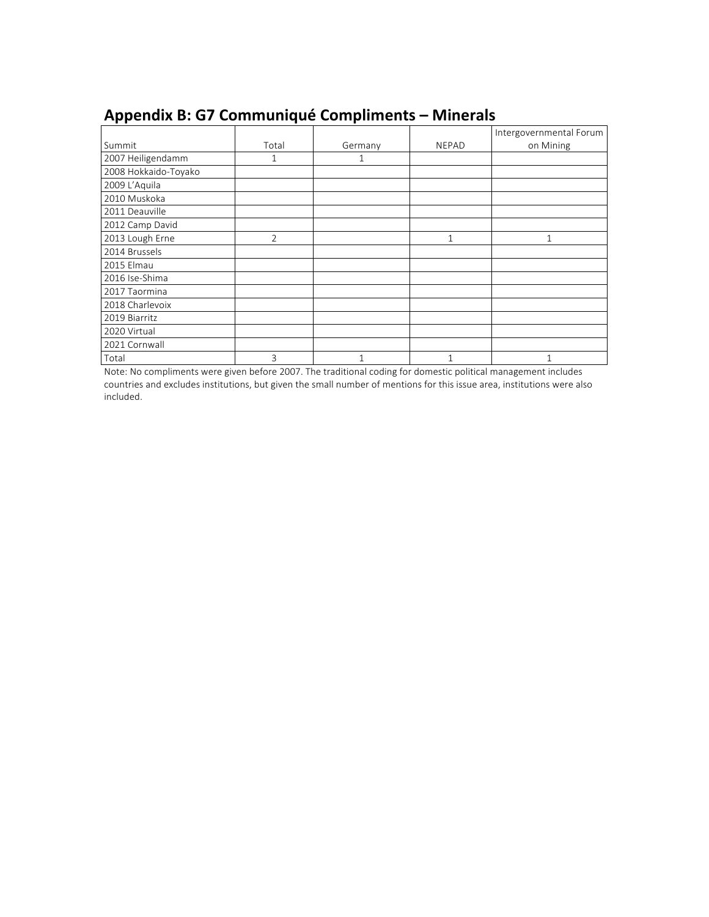## Appendix B: G7 Communiqué Compliments – Minerals

| Summit | Total | Germany | NEPAD | Intergovernmental Forum on Mining |
|---|---|---|---|---|
| 2007 Heiligendamm | 1 | 1 | | |
| 2008 Hokkaido-Toyako | | | | |
| 2009 L'Aquila | | | | |
| 2010 Muskoka | | | | |
| 2011 Deauville | | | | |
| 2012 Camp David | | | | |
| 2013 Lough Erne | 2 | | 1 | 1 |
| 2014 Brussels | | | | |
| 2015 Elmau | | | | |
| 2016 Ise-Shima | | | | |
| 2017 Taormina | | | | |
| 2018 Charlevoix | | | | |
| 2019 Biarritz | | | | |
| 2020 Virtual | | | | |
| 2021 Cornwall | | | | |
| Total | 3 | 1 | 1 | 1 |

Note: No compliments were given before 2007. The traditional coding for domestic political management includes countries and excludes institutions, but given the small number of mentions for this issue area, institutions were also included.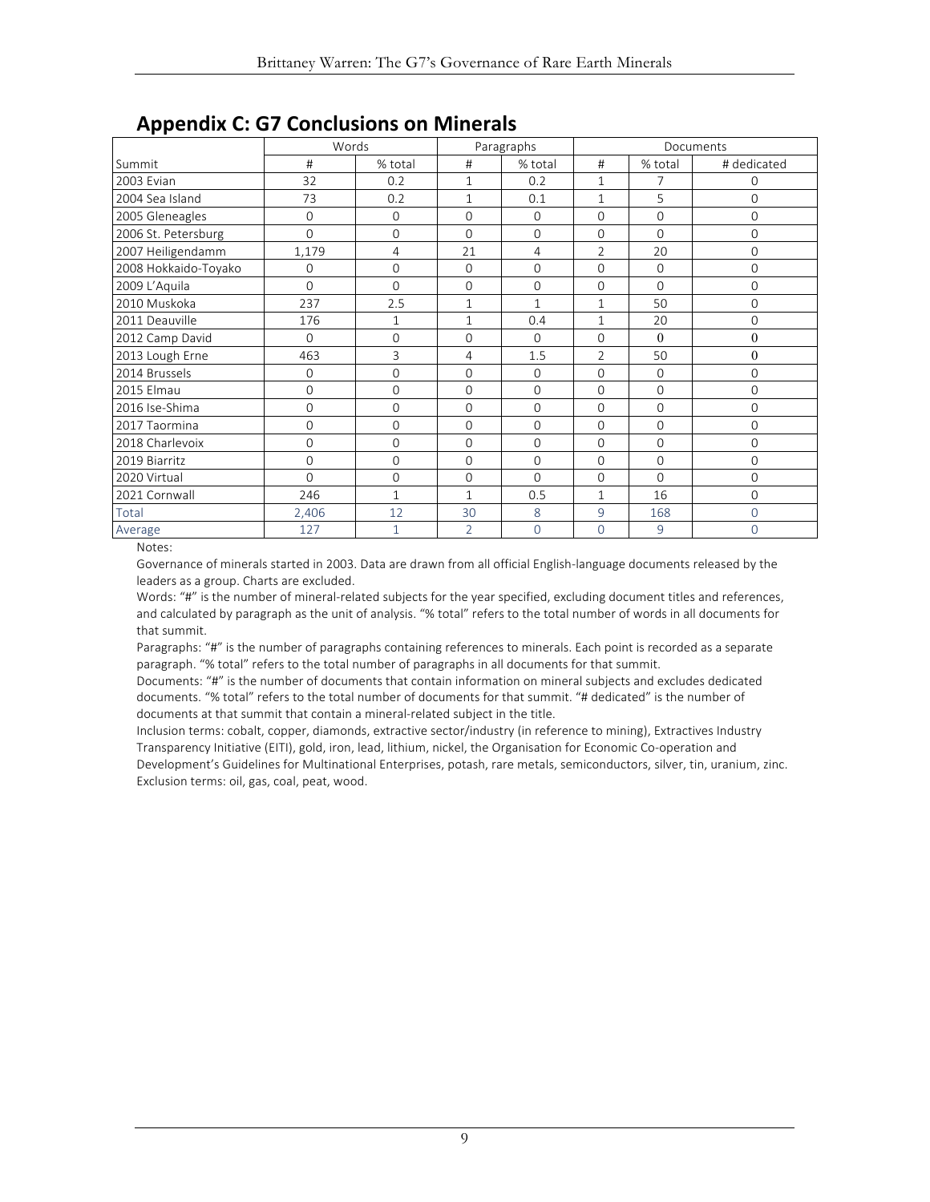## Appendix C: G7 Conclusions on Minerals

| | Words | | Paragraphs | | Documents | | |
|---|---|---|---|---|---|---|---|
| Summit | # | % total | # | % total | # | % total | # dedicated |
| 2003 Evian | 32 | 0.2 | 1 | 0.2 | 1 | 7 | 0 |
| 2004 Sea Island | 73 | 0.2 | 1 | 0.1 | 1 | 5 | 0 |
| 2005 Gleneagles | 0 | 0 | 0 | 0 | 0 | 0 | 0 |
| 2006 St. Petersburg | 0 | 0 | 0 | 0 | 0 | 0 | 0 |
| 2007 Heiligendamm | 1,179 | 4 | 21 | 4 | 2 | 20 | 0 |
| 2008 Hokkaido-Toyako | 0 | 0 | 0 | 0 | 0 | 0 | 0 |
| 2009 L'Aquila | 0 | 0 | 0 | 0 | 0 | 0 | 0 |
| 2010 Muskoka | 237 | 2.5 | 1 | 1 | 1 | 50 | 0 |
| 2011 Deauville | 176 | 1 | 1 | 0.4 | 1 | 20 | 0 |
| 2012 Camp David | 0 | 0 | 0 | 0 | 0 | 0 | 0 |
| 2013 Lough Erne | 463 | 3 | 4 | 1.5 | 2 | 50 | 0 |
| 2014 Brussels | 0 | 0 | 0 | 0 | 0 | 0 | 0 |
| 2015 Elmau | 0 | 0 | 0 | 0 | 0 | 0 | 0 |
| 2016 Ise-Shima | 0 | 0 | 0 | 0 | 0 | 0 | 0 |
| 2017 Taormina | 0 | 0 | 0 | 0 | 0 | 0 | 0 |
| 2018 Charlevoix | 0 | 0 | 0 | 0 | 0 | 0 | 0 |
| 2019 Biarritz | 0 | 0 | 0 | 0 | 0 | 0 | 0 |
| 2020 Virtual | 0 | 0 | 0 | 0 | 0 | 0 | 0 |
| 2021 Cornwall | 246 | 1 | 1 | 0.5 | 1 | 16 | 0 |
| Total | 2,406 | 12 | 30 | 8 | 9 | 168 | 0 |
| Average | 127 | 1 | 2 | 0 | 0 | 9 | 0 |

Notes:

Governance of minerals started in 2003. Data are drawn from all official English-language documents released by the leaders as a group. Charts are excluded.

Words: "#" is the number of mineral-related subjects for the year specified, excluding document titles and references, and calculated by paragraph as the unit of analysis. "% total" refers to the total number of words in all documents for that summit.

Paragraphs: "#" is the number of paragraphs containing references to minerals. Each point is recorded as a separate paragraph. "% total" refers to the total number of paragraphs in all documents for that summit.

Documents: "#" is the number of documents that contain information on mineral subjects and excludes dedicated documents. "% total" refers to the total number of documents for that summit. "# dedicated" is the number of documents at that summit that contain a mineral-related subject in the title.

Inclusion terms: cobalt, copper, diamonds, extractive sector/industry (in reference to mining), Extractives Industry Transparency Initiative (EITI), gold, iron, lead, lithium, nickel, the Organisation for Economic Co-operation and Development's Guidelines for Multinational Enterprises, potash, rare metals, semiconductors, silver, tin, uranium, zinc. Exclusion terms: oil, gas, coal, peat, wood.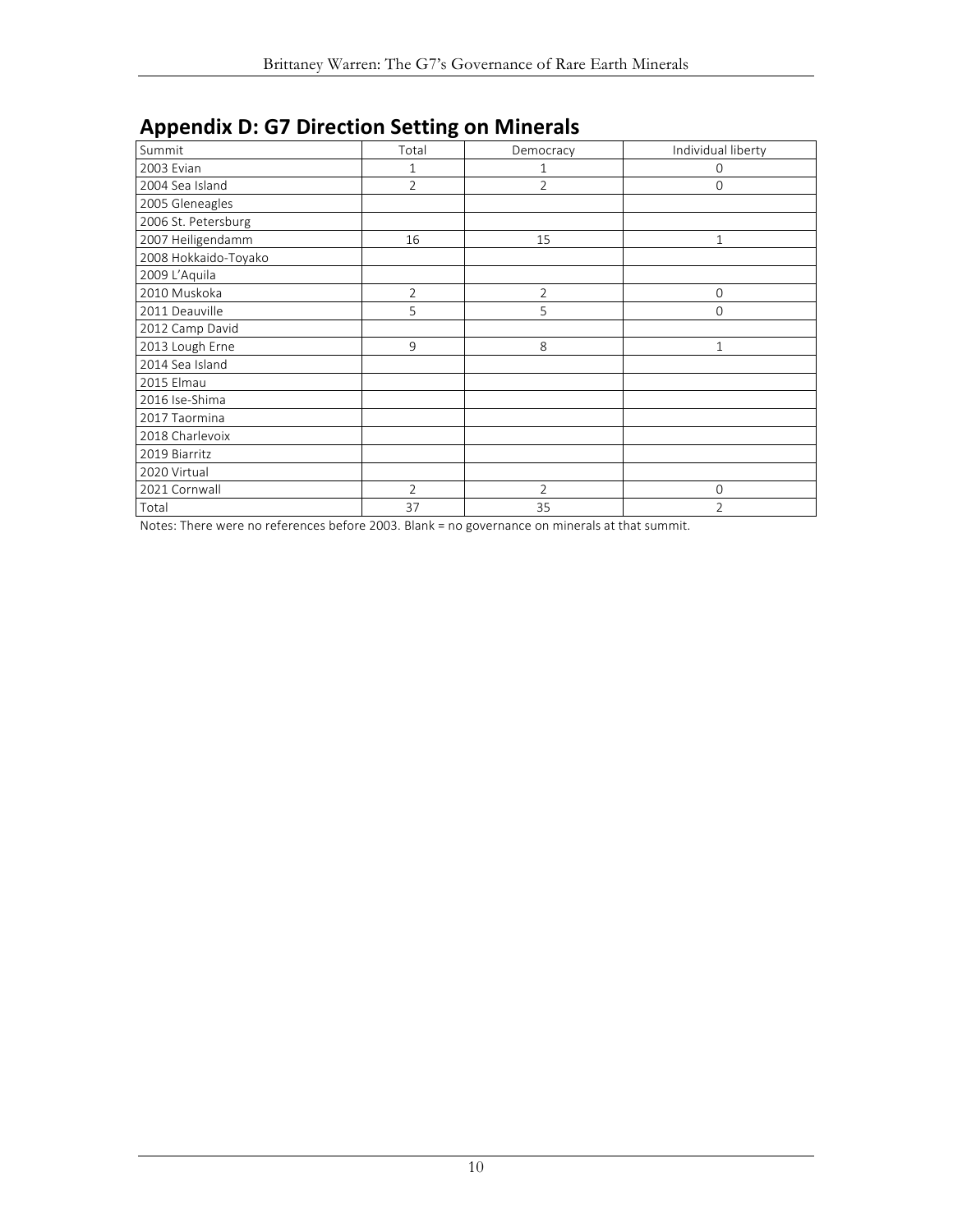## Appendix D: G7 Direction Setting on Minerals

| Summit | Total | Democracy | Individual liberty |
|---|---|---|---|
| 2003 Evian | 1 | 1 | 0 |
| 2004 Sea Island | 2 | 2 | 0 |
| 2005 Gleneagles | | | |
| 2006 St. Petersburg | | | |
| 2007 Heiligendamm | 16 | 15 | 1 |
| 2008 Hokkaido-Toyako | | | |
| 2009 L'Aquila | | | |
| 2010 Muskoka | 2 | 2 | 0 |
| 2011 Deauville | 5 | 5 | 0 |
| 2012 Camp David | | | |
| 2013 Lough Erne | 9 | 8 | 1 |
| 2014 Sea Island | | | |
| 2015 Elmau | | | |
| 2016 Ise-Shima | | | |
| 2017 Taormina | | | |
| 2018 Charlevoix | | | |
| 2019 Biarritz | | | |
| 2020 Virtual | | | |
| 2021 Cornwall | 2 | 2 | 0 |
| Total | 37 | 35 | 2 |

Notes: There were no references before 2003. Blank = no governance on minerals at that summit.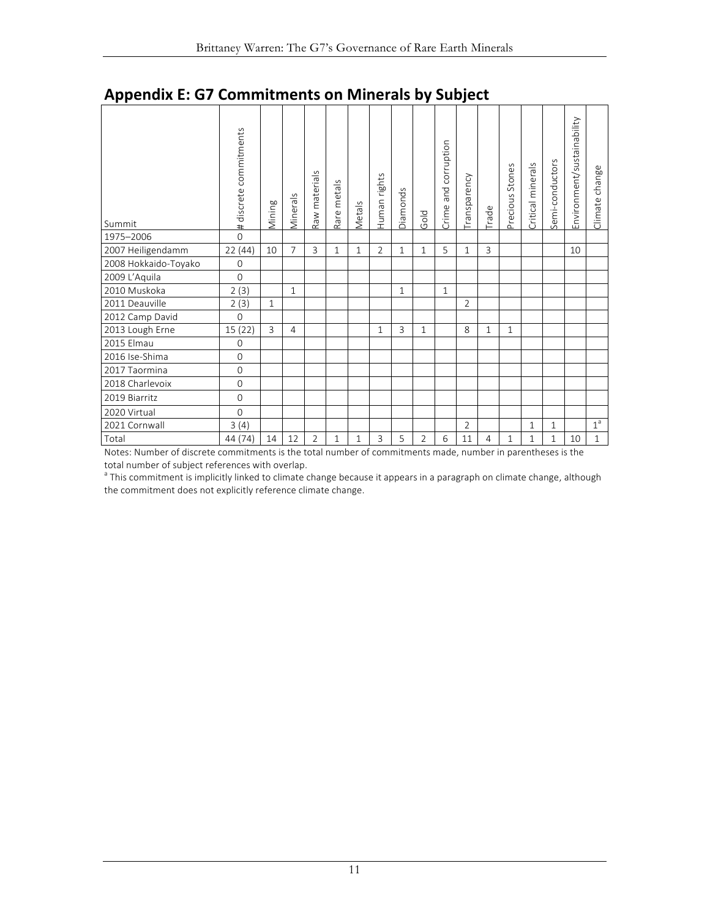## Appendix E: G7 Commitments on Minerals by Subject

| Summit | # discrete commitments | Mining | Minerals | Raw materials | Rare metals | Metals | Human rights | Diamonds | Gold | Crime and corruption | Transparency | Trade | Precious Stones | Critical minerals | Semi-conductors | Environment/sustainability | Climate change |
|---|---|---|---|---|---|---|---|---|---|---|---|---|---|---|---|---|---|
| 1975–2006 | 0 | | | | | | | | | | | | | | | | |
| 2007 Heiligendamm | 22 (44) | 10 | 7 | 3 | 1 | 1 | 2 | 1 | 1 | 5 | 1 | 3 | | | | 10 | |
| 2008 Hokkaido-Toyako | 0 | | | | | | | | | | | | | | | | |
| 2009 L'Aquila | 0 | | | | | | | | | | | | | | | | |
| 2010 Muskoka | 2 (3) | | 1 | | | | | 1 | | 1 | | | | | | | |
| 2011 Deauville | 2 (3) | 1 | | | | | | | | | 2 | | | | | | |
| 2012 Camp David | 0 | | | | | | | | | | | | | | | | |
| 2013 Lough Erne | 15 (22) | 3 | 4 | | | | 1 | 3 | 1 | | 8 | 1 | 1 | | | | |
| 2015 Elmau | 0 | | | | | | | | | | | | | | | | |
| 2016 Ise-Shima | 0 | | | | | | | | | | | | | | | | |
| 2017 Taormina | 0 | | | | | | | | | | | | | | | | |
| 2018 Charlevoix | 0 | | | | | | | | | | | | | | | | |
| 2019 Biarritz | 0 | | | | | | | | | | | | | | | | |
| 2020 Virtual | 0 | | | | | | | | | | | | | | | | |
| 2021 Cornwall | 3 (4) | | | | | | | | | | 2 | | | 1 | 1 | | 1[a] |
| Total | 44 (74) | 14 | 12 | 2 | 1 | 1 | 3 | 5 | 2 | 6 | 11 | 4 | 1 | 1 | 1 | 10 | 1 |

Notes: Number of discrete commitments is the total number of commitments made, number in parentheses is the total number of subject references with overlap.

[a] This commitment is implicitly linked to climate change because it appears in a paragraph on climate change, although the commitment does not explicitly reference climate change.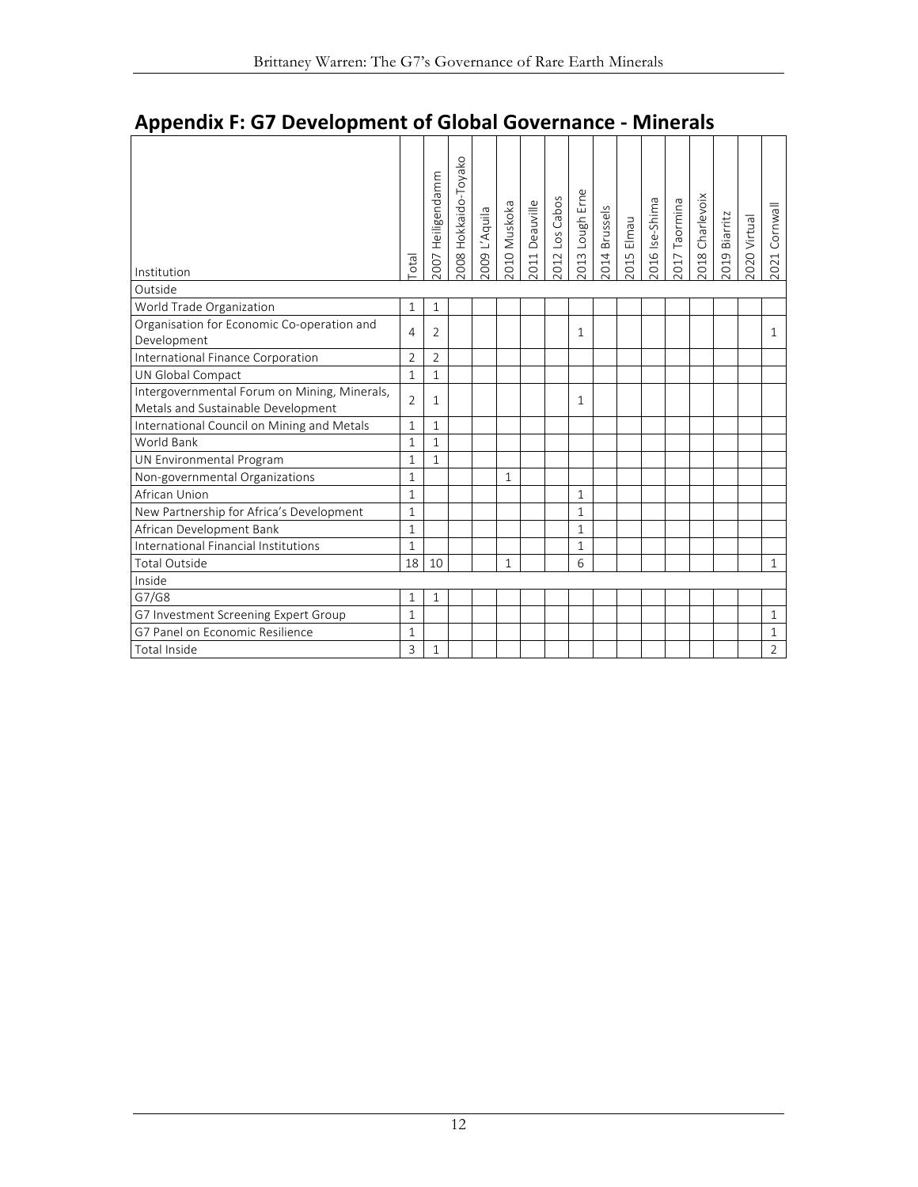## Appendix F: G7 Development of Global Governance - Minerals

| Institution | Total | 2007 Heiligendamm | 2008 Hokkaido-Toyako | 2009 L'Aquila | 2010 Muskoka | 2011 Deauville | 2012 Los Cabos | 2013 Lough Erne | 2014 Brussels | 2015 Elmau | 2016 Ise-Shima | 2017 Taormina | 2018 Charlevoix | 2019 Biarritz | 2020 Virtual | 2021 Cornwall |
|---|---|---|---|---|---|---|---|---|---|---|---|---|---|---|---|---|
| Outside | | | | | | | | | | | | | | | | |
| World Trade Organization | 1 | 1 | | | | | | | | | | | | | | |
| Organisation for Economic Co-operation and Development | 4 | 2 | | | | | | 1 | | | | | | | | 1 |
| International Finance Corporation | 2 | 2 | | | | | | | | | | | | | | |
| UN Global Compact | 1 | 1 | | | | | | | | | | | | | | |
| Intergovernmental Forum on Mining, Minerals, Metals and Sustainable Development | 2 | 1 | | | | | | 1 | | | | | | | | |
| International Council on Mining and Metals | 1 | 1 | | | | | | | | | | | | | | |
| World Bank | 1 | 1 | | | | | | | | | | | | | | |
| UN Environmental Program | 1 | 1 | | | | | | | | | | | | | | |
| Non-governmental Organizations | 1 | | | | 1 | | | | | | | | | | | |
| African Union | 1 | | | | | | | 1 | | | | | | | | |
| New Partnership for Africa's Development | 1 | | | | | | | 1 | | | | | | | | |
| African Development Bank | 1 | | | | | | | 1 | | | | | | | | |
| International Financial Institutions | 1 | | | | | | | 1 | | | | | | | | |
| Total Outside | 18 | 10 | | | 1 | | | 6 | | | | | | | | 1 |
| Inside | | | | | | | | | | | | | | | | |
| G7/G8 | 1 | 1 | | | | | | | | | | | | | | |
| G7 Investment Screening Expert Group | 1 | | | | | | | | | | | | | | | 1 |
| G7 Panel on Economic Resilience | 1 | | | | | | | | | | | | | | | 1 |
| Total Inside | 3 | 1 | | | | | | | | | | | | | | 2 |